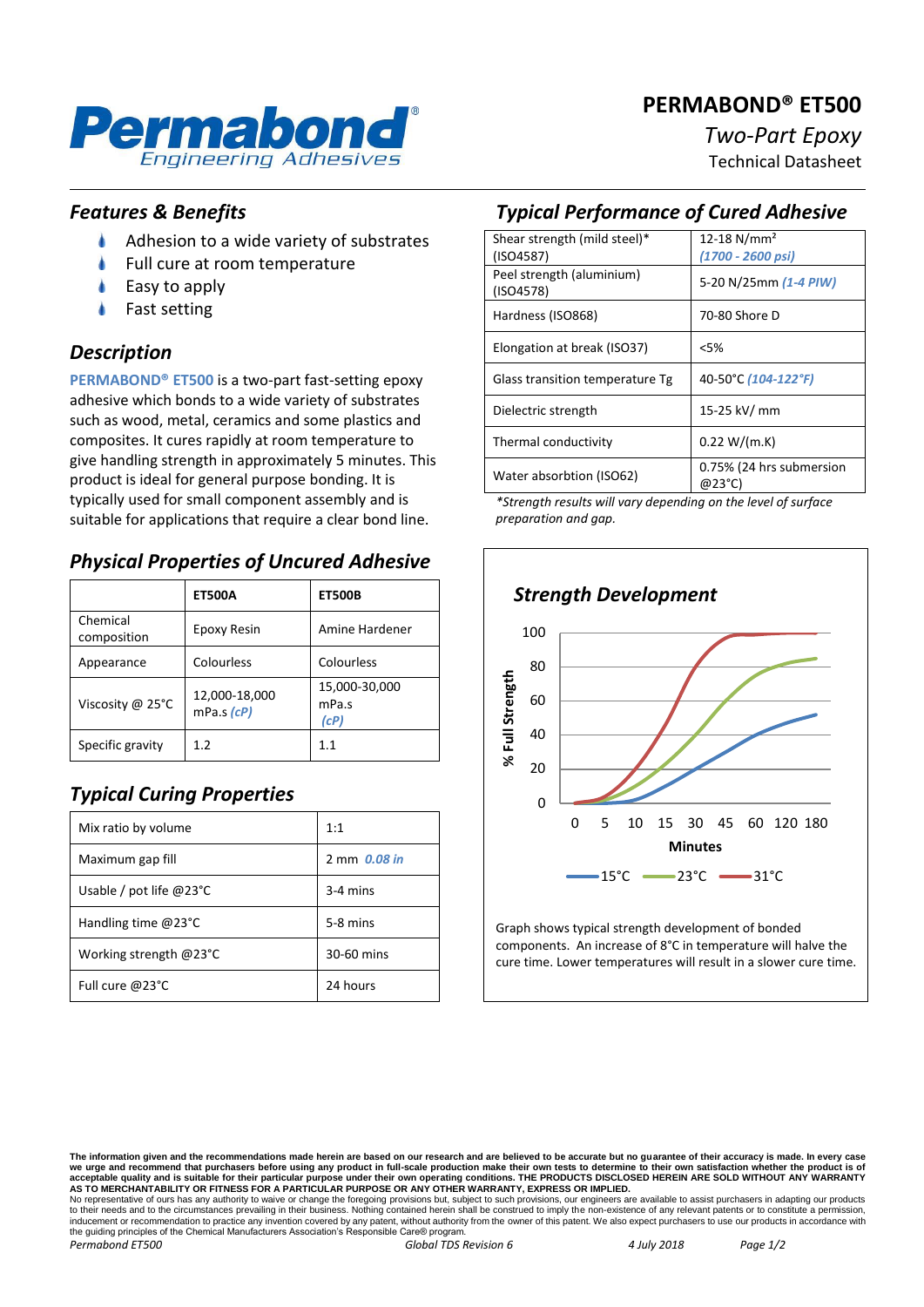# PERMABOND® ET500

*Two-Part Epoxy*

Technical Datasheet

## *Features & Benefits*

- Adhesion to a wide variety of substrates
- Full cure at room temperature
- Easy to apply
- Fast setting

## *Description*

**PERMABOND® ET500** is a two-part fast-setting epoxy adhesive which bonds to a wide variety of substrates such as wood, metal, ceramics and some plastics and composites. It cures rapidly at room temperature to give handling strength in approximately 5 minutes. This product is ideal for general purpose bonding. It is typically used for small component assembly and is suitable for applications that require a clear bond line.

## *Physical Properties of Uncured Adhesive*

| | ET500A | ET500B |
|---|---|---|
| Chemical composition | Epoxy Resin | Amine Hardener |
| Appearance | Colourless | Colourless |
| Viscosity @ 25°C | 12,000-18,000 mPa.s *(cP)* | 15,000-30,000 mPa.s *(cP)* |
| Specific gravity | 1.2 | 1.1 |

## *Typical Curing Properties*

| | |
|---|---|
| Mix ratio by volume | 1:1 |
| Maximum gap fill | 2 mm *0.08 in* |
| Usable / pot life @23°C | 3-4 mins |
| Handling time @23°C | 5-8 mins |
| Working strength @23°C | 30-60 mins |
| Full cure @23°C | 24 hours |

## *Typical Performance of Cured Adhesive*

| | |
|---|---|
| Shear strength (mild steel)* (ISO4587) | 12-18 N/mm² *(1700 - 2600 psi)* |
| Peel strength (aluminium) (ISO4578) | 5-20 N/25mm *(1-4 PIW)* |
| Hardness (ISO868) | 70-80 Shore D |
| Elongation at break (ISO37) | <5% |
| Glass transition temperature Tg | 40-50°C *(104-122°F)* |
| Dielectric strength | 15-25 kV/ mm |
| Thermal conductivity | 0.22 W/(m.K) |
| Water absorbtion (ISO62) | 0.75% (24 hrs submersion @23°C) |

*\*Strength results will vary depending on the level of surface preparation and gap.*

## *Strength Development*

Graph shows typical strength development of bonded components. An increase of 8°C in temperature will halve the cure time. Lower temperatures will result in a slower cure time.

**The information given and the recommendations made herein are based on our research and are believed to be accurate but no guarantee of their accuracy is made. In every case we urge and recommend that purchasers before using any product in full-scale production make their own tests to determine to their own satisfaction whether the product is of acceptable quality and is suitable for their particular purpose under their own operating conditions. THE PRODUCTS DISCLOSED HEREIN ARE SOLD WITHOUT ANY WARRANTY AS TO MERCHANTABILITY OR FITNESS FOR A PARTICULAR PURPOSE OR ANY OTHER WARRANTY, EXPRESS OR IMPLIED.**
No representative of ours has any authority to waive or change the foregoing provisions but, subject to such provisions, our engineers are available to assist purchasers in adapting our products to their needs and to the circumstances prevailing in their business. Nothing contained herein shall be construed to imply the non-existence of any relevant patents or to constitute a permission, inducement or recommendation to practice any invention covered by any patent, without authority from the owner of this patent. We also expect purchasers to use our products in accordance with the guiding principles of the Chemical Manufacturers Association's Responsible Care® program.

*Permabond ET500* *Global TDS Revision 6* *4 July 2018*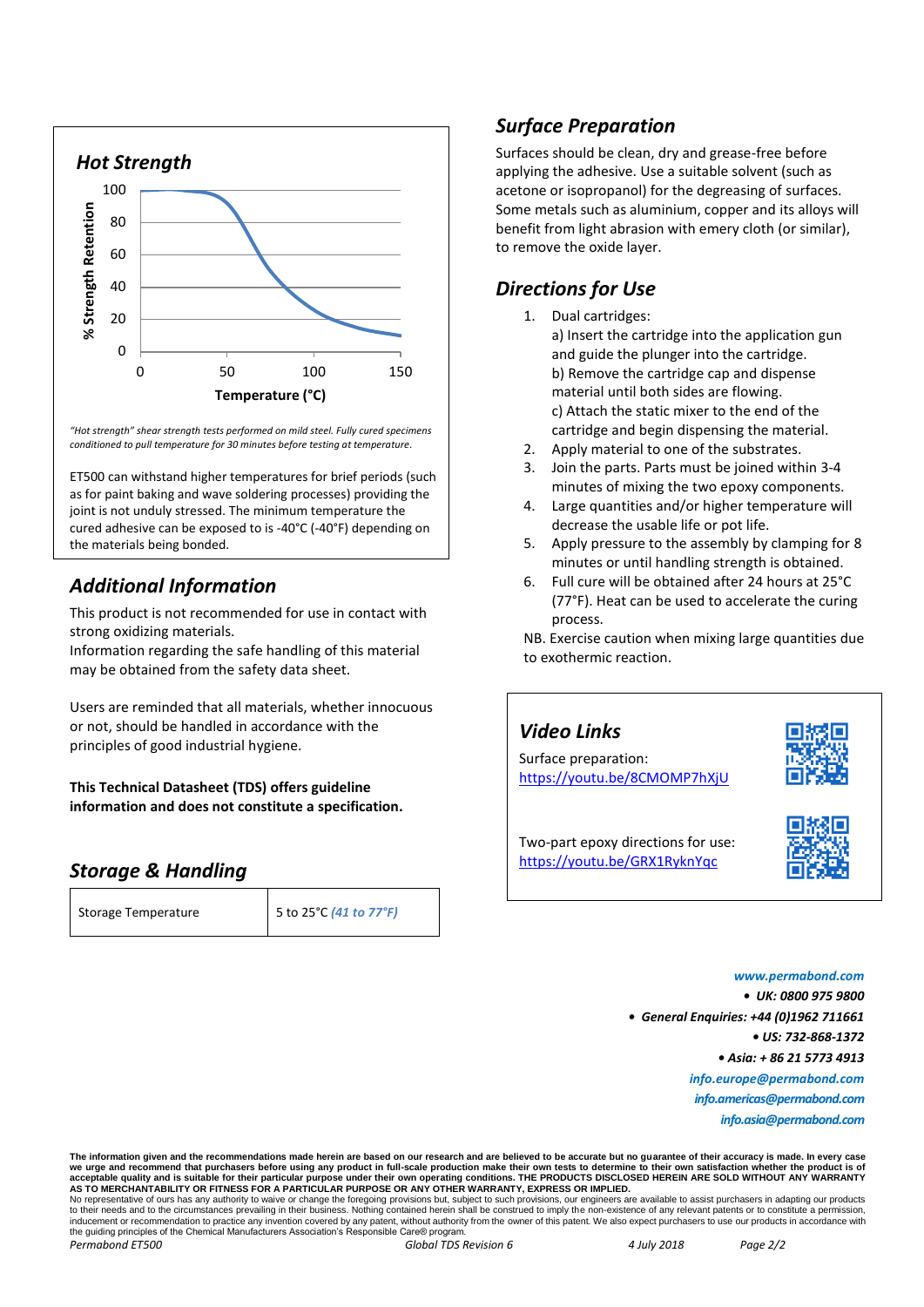## Hot Strength

100
80
60
40
20
0

% Strength Retention

0
50
100
150

Temperature (°C)

*"Hot strength" shear strength tests performed on mild steel. Fully cured specimens conditioned to pull temperature for 30 minutes before testing at temperature.*

ET500 can withstand higher temperatures for brief periods (such as for paint baking and wave soldering processes) providing the joint is not unduly stressed. The minimum temperature the cured adhesive can be exposed to is -40°C (-40°F) depending on the materials being bonded.

## Additional Information

This product is not recommended for use in contact with strong oxidizing materials.
Information regarding the safe handling of this material may be obtained from the safety data sheet.

Users are reminded that all materials, whether innocuous or not, should be handled in accordance with the principles of good industrial hygiene.

**This Technical Datasheet (TDS) offers guideline information and does not constitute a specification.**

## Storage & Handling

| | |
|---|---|
| Storage Temperature | 5 to 25°C *(41 to 77°F)* |

## Surface Preparation

Surfaces should be clean, dry and grease-free before applying the adhesive. Use a suitable solvent (such as acetone or isopropanol) for the degreasing of surfaces. Some metals such as aluminium, copper and its alloys will benefit from light abrasion with emery cloth (or similar), to remove the oxide layer.

## Directions for Use

1. Dual cartridges:
   a) Insert the cartridge into the application gun and guide the plunger into the cartridge.
   b) Remove the cartridge cap and dispense material until both sides are flowing.
   c) Attach the static mixer to the end of the cartridge and begin dispensing the material.
2. Apply material to one of the substrates.
3. Join the parts. Parts must be joined within 3-4 minutes of mixing the two epoxy components.
4. Large quantities and/or higher temperature will decrease the usable life or pot life.
5. Apply pressure to the assembly by clamping for 8 minutes or until handling strength is obtained.
6. Full cure will be obtained after 24 hours at 25°C (77°F). Heat can be used to accelerate the curing process.

NB. Exercise caution when mixing large quantities due to exothermic reaction.

## Video Links

Surface preparation:
https://youtu.be/8CMOMP7hXjU

Two-part epoxy directions for use:
https://youtu.be/GRX1RyknYqc

*www.permabond.com*
*• UK: 0800 975 9800*
*• General Enquiries: +44 (0)1962 711661*
*• US: 732-868-1372*
*• Asia: + 86 21 5773 4913*
*info.europe@permabond.com*
*info.americas@permabond.com*
*info.asia@permabond.com*

**The information given and the recommendations made herein are based on our research and are believed to be accurate but no guarantee of their accuracy is made. In every case we urge and recommend that purchasers before using any product in full-scale production make their own tests to determine to their own satisfaction whether the product is of acceptable quality and is suitable for their particular purpose under their own operating conditions. THE PRODUCTS DISCLOSED HEREIN ARE SOLD WITHOUT ANY WARRANTY AS TO MERCHANTABILITY OR FITNESS FOR A PARTICULAR PURPOSE OR ANY OTHER WARRANTY, EXPRESS OR IMPLIED.**
No representative of ours has any authority to waive or change the foregoing provisions but, subject to such provisions, our engineers are available to assist purchasers in adapting our products to their needs and to the circumstances prevailing in their business. Nothing contained herein shall be construed to imply the non-existence of any relevant patents or to constitute a permission, inducement or recommendation to practice any invention covered by any patent, without authority from the owner of this patent. We also expect purchasers to use our products in accordance with the guiding principles of the Chemical Manufacturers Association's Responsible Care® program.

*Permabond ET500* *Global TDS Revision 6* *4 July 2018*